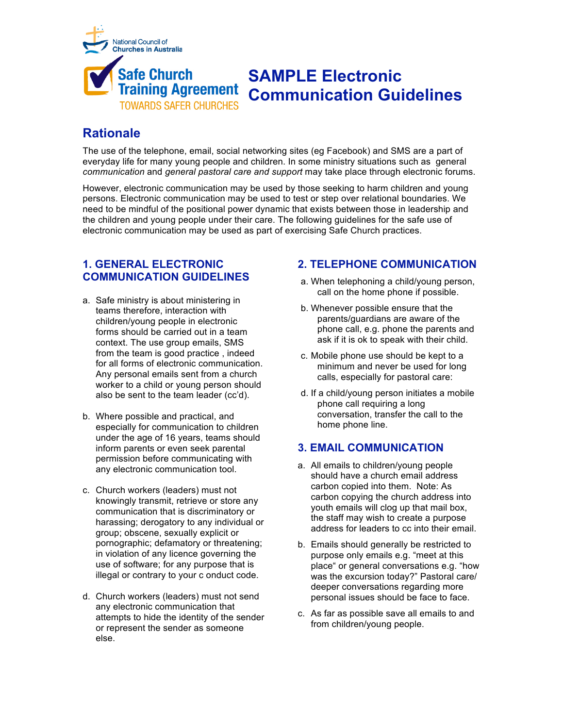National Council of Churches in Australia

Safe Church Training Agreement
TOWARDS SAFER CHURCHES

# SAMPLE Electronic Communication Guidelines

## Rationale

The use of the telephone, email, social networking sites (eg Facebook) and SMS are a part of everyday life for many young people and children. In some ministry situations such as general *communication* and *general pastoral care and support* may take place through electronic forums.

However, electronic communication may be used by those seeking to harm children and young persons. Electronic communication may be used to test or step over relational boundaries. We need to be mindful of the positional power dynamic that exists between those in leadership and the children and young people under their care. The following guidelines for the safe use of electronic communication may be used as part of exercising Safe Church practices.

### 1. GENERAL ELECTRONIC COMMUNICATION GUIDELINES

a. Safe ministry is about ministering in teams therefore, interaction with children/young people in electronic forms should be carried out in a team context. The use group emails, SMS from the team is good practice , indeed for all forms of electronic communication. Any personal emails sent from a church worker to a child or young person should also be sent to the team leader (cc'd).

b. Where possible and practical, and especially for communication to children under the age of 16 years, teams should inform parents or even seek parental permission before communicating with any electronic communication tool.

c. Church workers (leaders) must not knowingly transmit, retrieve or store any communication that is discriminatory or harassing; derogatory to any individual or group; obscene, sexually explicit or pornographic; defamatory or threatening; in violation of any licence governing the use of software; for any purpose that is illegal or contrary to your c onduct code.

d. Church workers (leaders) must not send any electronic communication that attempts to hide the identity of the sender or represent the sender as someone else.

### 2. TELEPHONE COMMUNICATION

a. When telephoning a child/young person, call on the home phone if possible.

b. Whenever possible ensure that the parents/guardians are aware of the phone call, e.g. phone the parents and ask if it is ok to speak with their child.

c. Mobile phone use should be kept to a minimum and never be used for long calls, especially for pastoral care:

d. If a child/young person initiates a mobile phone call requiring a long conversation, transfer the call to the home phone line.

### 3. EMAIL COMMUNICATION

a. All emails to children/young people should have a church email address carbon copied into them. Note: As carbon copying the church address into youth emails will clog up that mail box, the staff may wish to create a purpose address for leaders to cc into their email.

b. Emails should generally be restricted to purpose only emails e.g. "meet at this place" or general conversations e.g. "how was the excursion today?" Pastoral care/ deeper conversations regarding more personal issues should be face to face.

c. As far as possible save all emails to and from children/young people.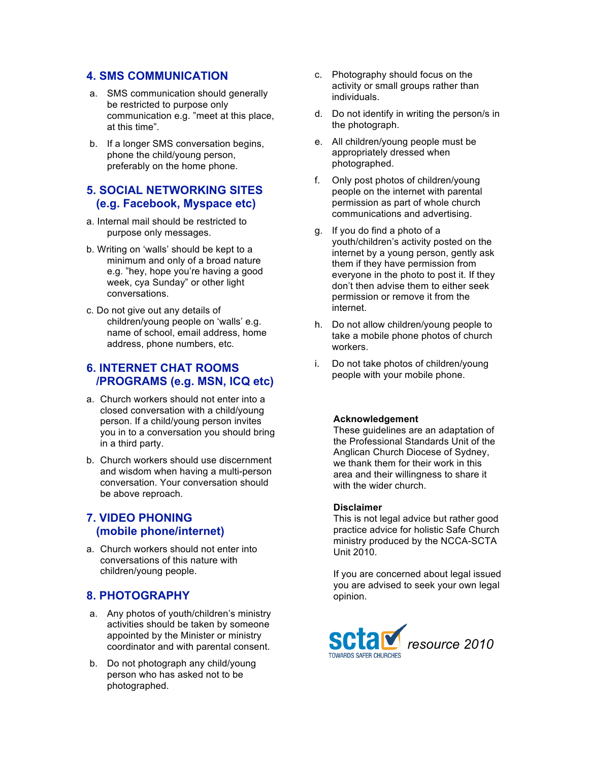## 4. SMS COMMUNICATION

a. SMS communication should generally be restricted to purpose only communication e.g. "meet at this place, at this time".

b. If a longer SMS conversation begins, phone the child/young person, preferably on the home phone.

## 5. SOCIAL NETWORKING SITES (e.g. Facebook, Myspace etc)

a. Internal mail should be restricted to purpose only messages.

b. Writing on 'walls' should be kept to a minimum and only of a broad nature e.g. "hey, hope you're having a good week, cya Sunday" or other light conversations.

c. Do not give out any details of children/young people on 'walls' e.g. name of school, email address, home address, phone numbers, etc.

## 6. INTERNET CHAT ROOMS /PROGRAMS (e.g. MSN, ICQ etc)

a. Church workers should not enter into a closed conversation with a child/young person. If a child/young person invites you in to a conversation you should bring in a third party.

b. Church workers should use discernment and wisdom when having a multi-person conversation. Your conversation should be above reproach.

## 7. VIDEO PHONING (mobile phone/internet)

a. Church workers should not enter into conversations of this nature with children/young people.

## 8. PHOTOGRAPHY

a. Any photos of youth/children's ministry activities should be taken by someone appointed by the Minister or ministry coordinator and with parental consent.

b. Do not photograph any child/young person who has asked not to be photographed.

c. Photography should focus on the activity or small groups rather than individuals.

d. Do not identify in writing the person/s in the photograph.

e. All children/young people must be appropriately dressed when photographed.

f. Only post photos of children/young people on the internet with parental permission as part of whole church communications and advertising.

g. If you do find a photo of a youth/children's activity posted on the internet by a young person, gently ask them if they have permission from everyone in the photo to post it. If they don't then advise them to either seek permission or remove it from the internet.

h. Do not allow children/young people to take a mobile phone photos of church workers.

i. Do not take photos of children/young people with your mobile phone.

**Acknowledgement**
These guidelines are an adaptation of the Professional Standards Unit of the Anglican Church Diocese of Sydney, we thank them for their work in this area and their willingness to share it with the wider church.

**Disclaimer**
This is not legal advice but rather good practice advice for holistic Safe Church ministry produced by the NCCA-SCTA Unit 2010.

If you are concerned about legal issued you are advised to seek your own legal opinion.

scta TOWARDS SAFER CHURCHES *resource 2010*